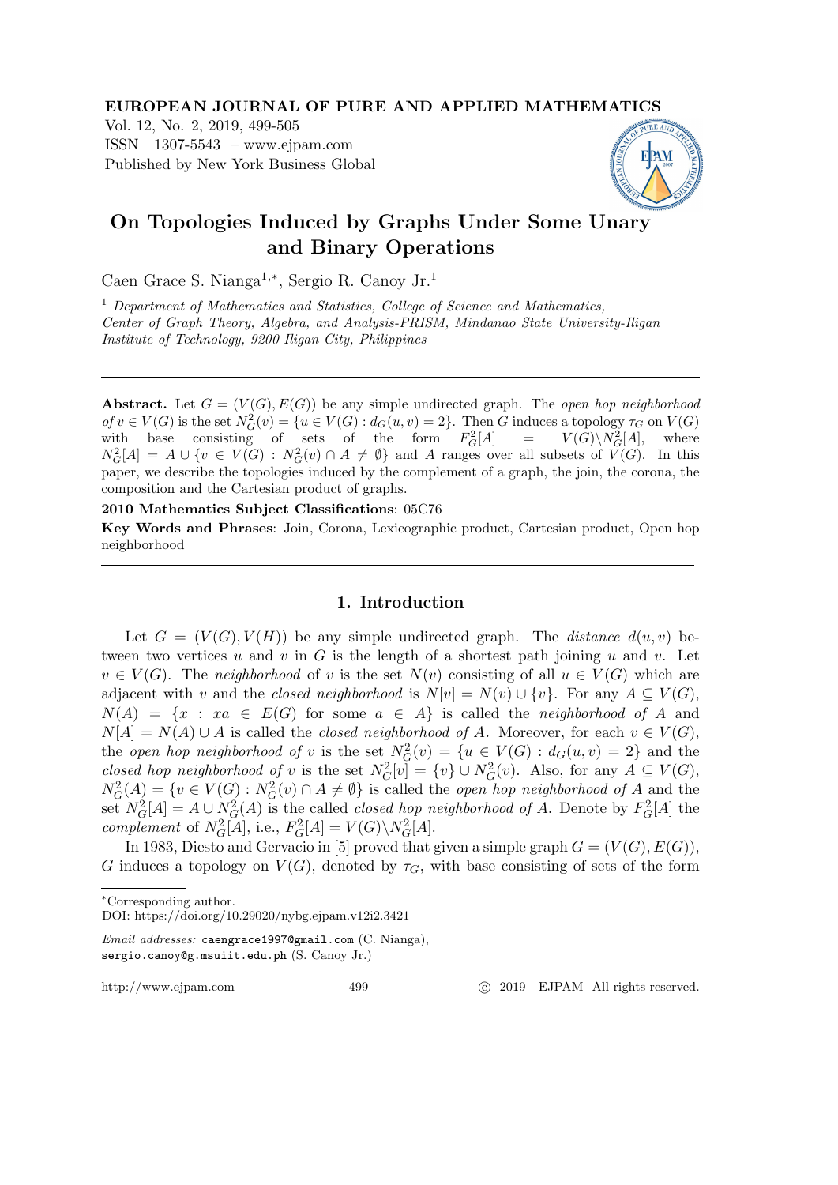**EUROPEAN JOURNAL OF PURE AND APPLIED MATHEMATICS**
Vol. 12, No. 2, 2019, 499-505
ISSN 1307-5543 – www.ejpam.com
Published by New York Business Global

# On Topologies Induced by Graphs Under Some Unary and Binary Operations

Caen Grace S. Nianga[1,*], Sergio R. Canoy Jr.[1]

[1] *Department of Mathematics and Statistics, College of Science and Mathematics, Center of Graph Theory, Algebra, and Analysis-PRISM, Mindanao State University-Iligan Institute of Technology, 9200 Iligan City, Philippines*

---

**Abstract.** Let $G = (V(G), E(G))$ be any simple undirected graph. The *open hop neighborhood of* $v \in V(G)$ is the set $N_G^2(v) = \{u \in V(G) : d_G(u, v) = 2\}$. Then $G$ induces a topology $\tau_G$ on $V(G)$ with base consisting of sets of the form $F_G^2[A] = V(G)\backslash N_G^2[A]$, where $N_G^2[A] = A \cup \{v \in V(G) : N_G^2(v) \cap A \neq \emptyset\}$ and $A$ ranges over all subsets of $V(G)$. In this paper, we describe the topologies induced by the complement of a graph, the join, the corona, the composition and the Cartesian product of graphs.

**2010 Mathematics Subject Classifications**: 05C76

**Key Words and Phrases**: Join, Corona, Lexicographic product, Cartesian product, Open hop neighborhood

---

## 1. Introduction

Let $G = (V(G), V(H))$ be any simple undirected graph. The *distance* $d(u, v)$ between two vertices $u$ and $v$ in $G$ is the length of a shortest path joining $u$ and $v$. Let $v \in V(G)$. The *neighborhood* of $v$ is the set $N(v)$ consisting of all $u \in V(G)$ which are adjacent with $v$ and the *closed neighborhood* is $N[v] = N(v) \cup \{v\}$. For any $A \subseteq V(G)$, $N(A) = \{x : xa \in E(G)$ for some $a \in A\}$ is called the *neighborhood of* $A$ and $N[A] = N(A) \cup A$ is called the *closed neighborhood of* $A$. Moreover, for each $v \in V(G)$, the *open hop neighborhood of* $v$ is the set $N_G^2(v) = \{u \in V(G) : d_G(u, v) = 2\}$ and the *closed hop neighborhood of* $v$ is the set $N_G^2[v] = \{v\} \cup N_G^2(v)$. Also, for any $A \subseteq V(G)$, $N_G^2(A) = \{v \in V(G) : N_G^2(v) \cap A \neq \emptyset\}$ is called the *open hop neighborhood of* $A$ and the set $N_G^2[A] = A \cup N_G^2(A)$ is the called *closed hop neighborhood of* $A$. Denote by $F_G^2[A]$ the *complement* of $N_G^2[A]$, i.e., $F_G^2[A] = V(G)\backslash N_G^2[A]$.

In 1983, Diesto and Gervacio in [5] proved that given a simple graph $G = (V(G), E(G))$, $G$ induces a topology on $V(G)$, denoted by $\tau_G$, with base consisting of sets of the form

---

*Corresponding author.
DOI: https://doi.org/10.29020/nybg.ejpam.v12i2.3421

*Email addresses:* caengrace1997@gmail.com (C. Nianga), sergio.canoy@g.msuiit.edu.ph (S. Canoy Jr.)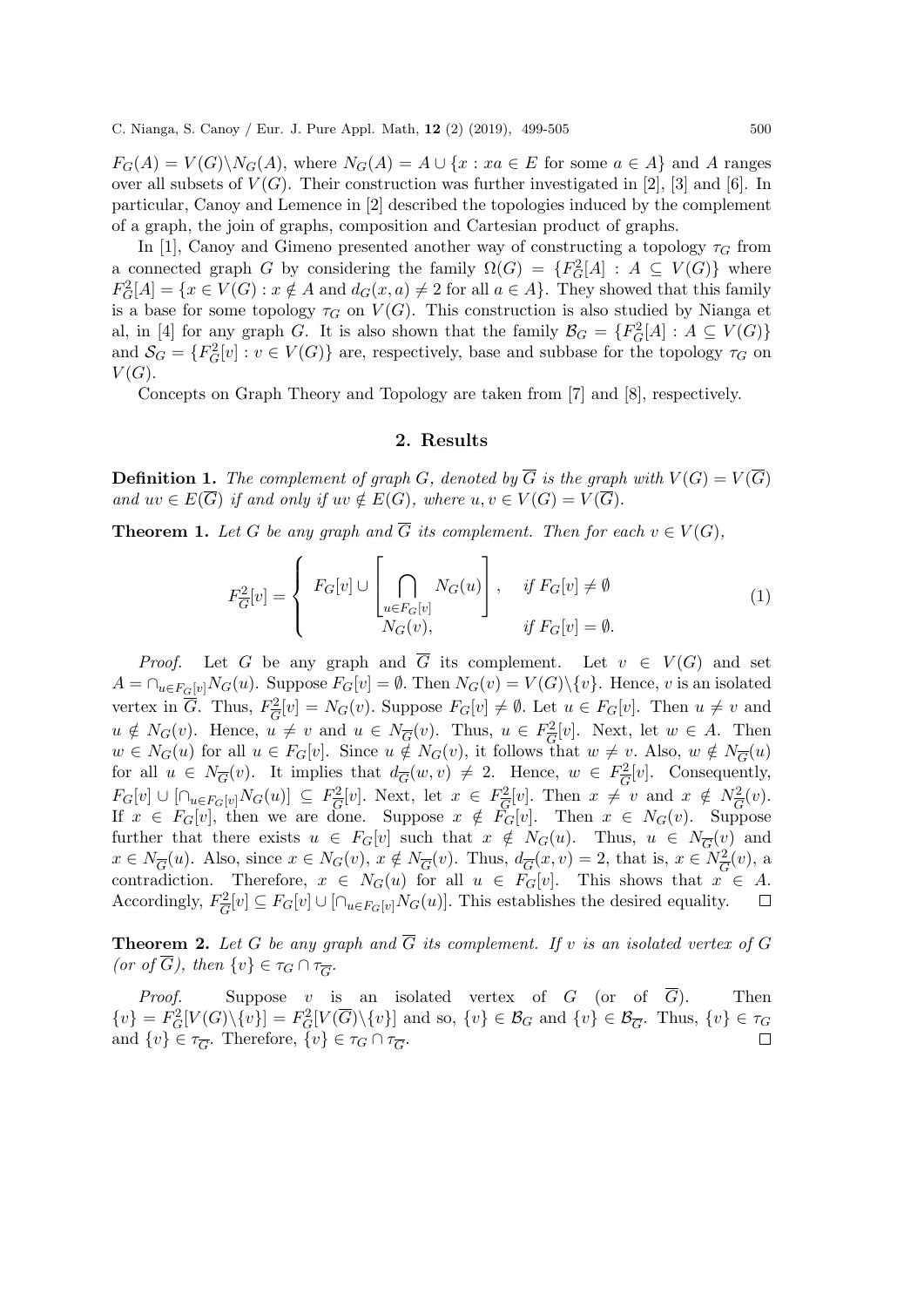$F_G(A) = V(G)\backslash N_G(A)$, where $N_G(A) = A \cup \{x : xa \in E \text{ for some } a \in A\}$ and $A$ ranges over all subsets of $V(G)$. Their construction was further investigated in [2], [3] and [6]. In particular, Canoy and Lemence in [2] described the topologies induced by the complement of a graph, the join of graphs, composition and Cartesian product of graphs.

In [1], Canoy and Gimeno presented another way of constructing a topology $\tau_G$ from a connected graph $G$ by considering the family $\Omega(G) = \{F_G^2[A] : A \subseteq V(G)\}$ where $F_G^2[A] = \{x \in V(G) : x \notin A \text{ and } d_G(x,a) \neq 2 \text{ for all } a \in A\}$. They showed that this family is a base for some topology $\tau_G$ on $V(G)$. This construction is also studied by Nianga et al, in [4] for any graph $G$. It is also shown that the family $\mathcal{B}_G = \{F_G^2[A] : A \subseteq V(G)\}$ and $\mathcal{S}_G = \{F_G^2[v] : v \in V(G)\}$ are, respectively, base and subbase for the topology $\tau_G$ on $V(G)$.

Concepts on Graph Theory and Topology are taken from [7] and [8], respectively.

## 2. Results

**Definition 1.** *The complement of graph $G$, denoted by $\overline{G}$ is the graph with $V(G) = V(\overline{G})$ and $uv \in E(\overline{G})$ if and only if $uv \notin E(G)$, where $u, v \in V(G) = V(\overline{G})$.*

**Theorem 1.** *Let $G$ be any graph and $\overline{G}$ its complement. Then for each $v \in V(G)$,*

$$F_{\overline{G}}^2[v] = \begin{cases} F_G[v] \cup \left[\bigcap_{u \in F_G[v]} N_G(u)\right], & \text{if } F_G[v] \neq \emptyset \\ N_G(v), & \text{if } F_G[v] = \emptyset. \end{cases} \tag{1}$$

*Proof.* Let $G$ be any graph and $\overline{G}$ its complement. Let $v \in V(G)$ and set $A = \cap_{u \in F_G[v]} N_G(u)$. Suppose $F_G[v] = \emptyset$. Then $N_G(v) = V(G)\backslash\{v\}$. Hence, $v$ is an isolated vertex in $\overline{G}$. Thus, $F_{\overline{G}}^2[v] = N_G(v)$. Suppose $F_G[v] \neq \emptyset$. Let $u \in F_G[v]$. Then $u \neq v$ and $u \notin N_G(v)$. Hence, $u \neq v$ and $u \in N_{\overline{G}}(v)$. Thus, $u \in F_{\overline{G}}^2[v]$. Next, let $w \in A$. Then $w \in N_G(u)$ for all $u \in F_G[v]$. Since $u \notin N_G(v)$, it follows that $w \neq v$. Also, $w \notin N_{\overline{G}}(u)$ for all $u \in N_{\overline{G}}(v)$. It implies that $d_{\overline{G}}(w,v) \neq 2$. Hence, $w \in F_{\overline{G}}^2[v]$. Consequently, $F_G[v] \cup [\cap_{u \in F_G[v]} N_G(u)] \subseteq F_{\overline{G}}^2[v]$. Next, let $x \in F_{\overline{G}}^2[v]$. Then $x \neq v$ and $x \notin N_{\overline{G}}^2(v)$. If $x \in F_G[v]$, then we are done. Suppose $x \notin F_G[v]$. Then $x \in N_G(v)$. Suppose further that there exists $u \in F_G[v]$ such that $x \notin N_G(u)$. Thus, $u \in N_{\overline{G}}(v)$ and $x \in N_{\overline{G}}(u)$. Also, since $x \in N_G(v)$, $x \notin N_{\overline{G}}(v)$. Thus, $d_{\overline{G}}(x,v) = 2$, that is, $x \in N_{\overline{G}}^2(v)$, a contradiction. Therefore, $x \in N_G(u)$ for all $u \in F_G[v]$. This shows that $x \in A$. Accordingly, $F_{\overline{G}}^2[v] \subseteq F_G[v] \cup [\cap_{u \in F_G[v]} N_G(u)]$. This establishes the desired equality. □

**Theorem 2.** *Let $G$ be any graph and $\overline{G}$ its complement. If $v$ is an isolated vertex of $G$ (or of $\overline{G}$), then $\{v\} \in \tau_G \cap \tau_{\overline{G}}$.*

*Proof.* Suppose $v$ is an isolated vertex of $G$ (or of $\overline{G}$). Then $\{v\} = F_G^2[V(G)\backslash\{v\}] = F_G^2[V(\overline{G})\backslash\{v\}]$ and so, $\{v\} \in \mathcal{B}_G$ and $\{v\} \in \mathcal{B}_{\overline{G}}$. Thus, $\{v\} \in \tau_G$ and $\{v\} \in \tau_{\overline{G}}$. Therefore, $\{v\} \in \tau_G \cap \tau_{\overline{G}}$. □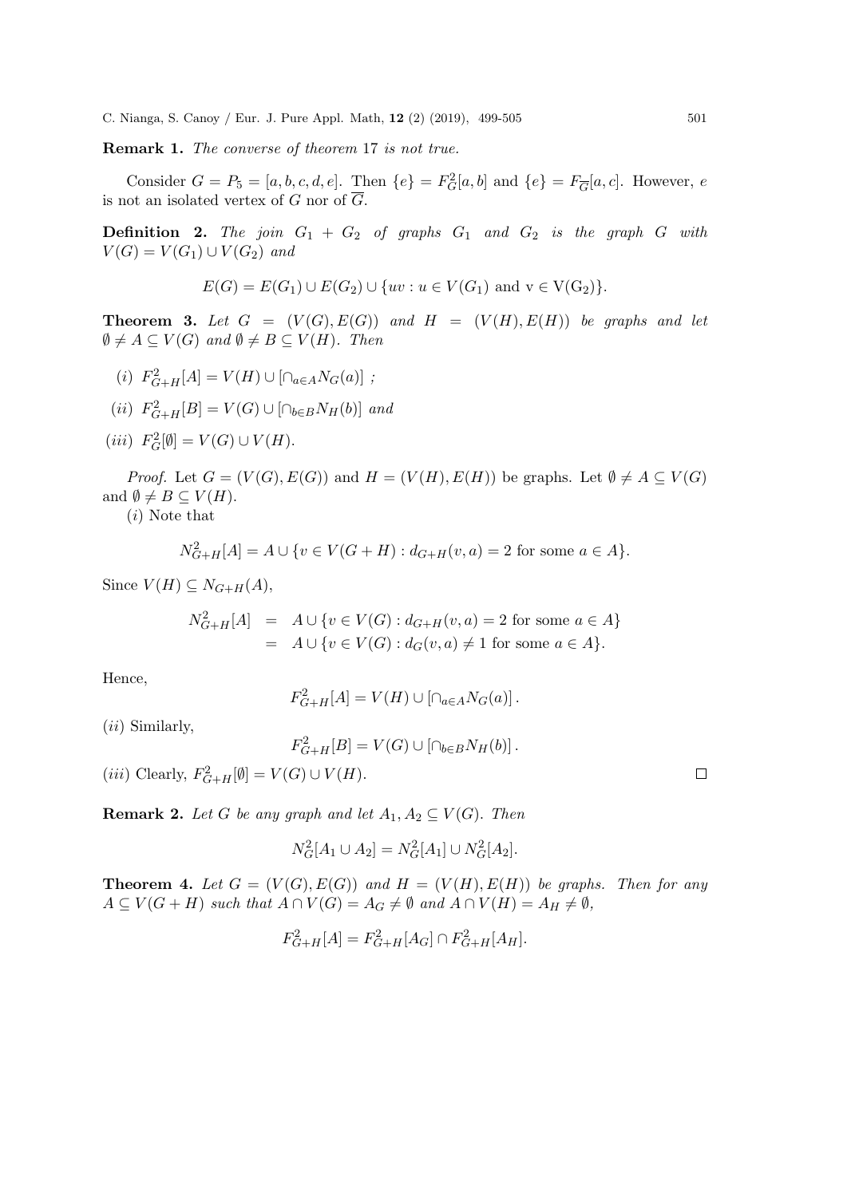**Remark 1.** *The converse of theorem* 17 *is not true.*

Consider $G = P_5 = [a, b, c, d, e]$. Then $\{e\} = F_G^2[a, b]$ and $\{e\} = F_{\overline{G}}[a, c]$. However, $e$ is not an isolated vertex of $G$ nor of $\overline{G}$.

**Definition 2.** *The join $G_1 + G_2$ of graphs $G_1$ and $G_2$ is the graph $G$ with $V(G) = V(G_1) \cup V(G_2)$ and*

$$E(G) = E(G_1) \cup E(G_2) \cup \{uv : u \in V(G_1) \text{ and } v \in V(G_2)\}.$$

**Theorem 3.** *Let $G = (V(G), E(G))$ and $H = (V(H), E(H))$ be graphs and let $\emptyset \neq A \subseteq V(G)$ and $\emptyset \neq B \subseteq V(H)$. Then*

(*i*) $F_{G+H}^2[A] = V(H) \cup [\cap_{a \in A} N_G(a)]$ ;

(*ii*) $F_{G+H}^2[B] = V(G) \cup [\cap_{b \in B} N_H(b)]$ *and*

(*iii*) $F_G^2[\emptyset] = V(G) \cup V(H)$.

*Proof.* Let $G = (V(G), E(G))$ and $H = (V(H), E(H))$ be graphs. Let $\emptyset \neq A \subseteq V(G)$ and $\emptyset \neq B \subseteq V(H)$.

(*i*) Note that

$$N_{G+H}^2[A] = A \cup \{v \in V(G+H) : d_{G+H}(v, a) = 2 \text{ for some } a \in A\}.$$

Since $V(H) \subseteq N_{G+H}(A)$,

$$\begin{aligned} N_{G+H}^2[A] &= A \cup \{v \in V(G) : d_{G+H}(v, a) = 2 \text{ for some } a \in A\} \\ &= A \cup \{v \in V(G) : d_G(v, a) \neq 1 \text{ for some } a \in A\}. \end{aligned}$$

Hence,

$$F_{G+H}^2[A] = V(H) \cup [\cap_{a \in A} N_G(a)].$$

(*ii*) Similarly,

$$F_{G+H}^2[B] = V(G) \cup [\cap_{b \in B} N_H(b)].$$

(*iii*) Clearly, $F_{G+H}^2[\emptyset] = V(G) \cup V(H)$. □

**Remark 2.** *Let $G$ be any graph and let $A_1, A_2 \subseteq V(G)$. Then*

$$N_G^2[A_1 \cup A_2] = N_G^2[A_1] \cup N_G^2[A_2].$$

**Theorem 4.** *Let $G = (V(G), E(G))$ and $H = (V(H), E(H))$ be graphs. Then for any $A \subseteq V(G+H)$ such that $A \cap V(G) = A_G \neq \emptyset$ and $A \cap V(H) = A_H \neq \emptyset$,*

$$F_{G+H}^2[A] = F_{G+H}^2[A_G] \cap F_{G+H}^2[A_H].$$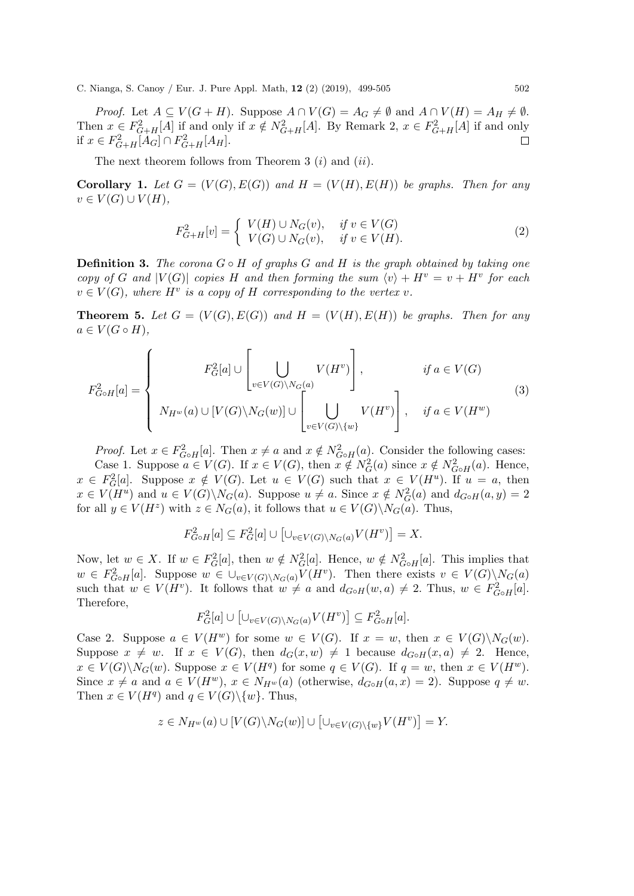*Proof.* Let $A \subseteq V(G+H)$. Suppose $A \cap V(G) = A_G \neq \emptyset$ and $A \cap V(H) = A_H \neq \emptyset$. Then $x \in F^2_{G+H}[A]$ if and only if $x \notin N^2_{G+H}[A]$. By Remark 2, $x \in F^2_{G+H}[A]$ if and only if $x \in F^2_{G+H}[A_G] \cap F^2_{G+H}[A_H]$. $\square$

The next theorem follows from Theorem 3 $(i)$ and $(ii)$.

**Corollary 1.** *Let $G = (V(G), E(G))$ and $H = (V(H), E(H))$ be graphs. Then for any $v \in V(G) \cup V(H)$,*

$$F^2_{G+H}[v] = \begin{cases} V(H) \cup N_G(v), & \text{if } v \in V(G) \\ V(G) \cup N_G(v), & \text{if } v \in V(H). \end{cases} \tag{2}$$

**Definition 3.** *The corona $G \circ H$ of graphs $G$ and $H$ is the graph obtained by taking one copy of $G$ and $|V(G)|$ copies $H$ and then forming the sum $\langle v \rangle + H^v = v + H^v$ for each $v \in V(G)$, where $H^v$ is a copy of $H$ corresponding to the vertex $v$.*

**Theorem 5.** *Let $G = (V(G), E(G))$ and $H = (V(H), E(H))$ be graphs. Then for any $a \in V(G \circ H)$,*

$$F^2_{G\circ H}[a] = \begin{cases} F^2_G[a] \cup \left[ \displaystyle\bigcup_{v \in V(G)\setminus N_G(a)} V(H^v) \right], & \text{if } a \in V(G) \\ N_{H^w}(a) \cup [V(G)\setminus N_G(w)] \cup \left[ \displaystyle\bigcup_{v \in V(G)\setminus \{w\}} V(H^v) \right], & \text{if } a \in V(H^w) \end{cases} \tag{3}$$

*Proof.* Let $x \in F^2_{G\circ H}[a]$. Then $x \neq a$ and $x \notin N^2_{G\circ H}(a)$. Consider the following cases:

Case 1. Suppose $a \in V(G)$. If $x \in V(G)$, then $x \notin N^2_G(a)$ since $x \notin N^2_{G\circ H}(a)$. Hence, $x \in F^2_G[a]$. Suppose $x \notin V(G)$. Let $u \in V(G)$ such that $x \in V(H^u)$. If $u = a$, then $x \in V(H^u)$ and $u \in V(G)\setminus N_G(a)$. Suppose $u \neq a$. Since $x \notin N^2_G(a)$ and $d_{G\circ H}(a, y) = 2$ for all $y \in V(H^z)$ with $z \in N_G(a)$, it follows that $u \in V(G)\setminus N_G(a)$. Thus,

$$F^2_{G\circ H}[a] \subseteq F^2_G[a] \cup \left[\cup_{v \in V(G)\setminus N_G(a)} V(H^v)\right] = X.$$

Now, let $w \in X$. If $w \in F^2_G[a]$, then $w \notin N^2_G[a]$. Hence, $w \notin N^2_{G\circ H}[a]$. This implies that $w \in F^2_{G\circ H}[a]$. Suppose $w \in \cup_{v \in V(G)\setminus N_G(a)} V(H^v)$. Then there exists $v \in V(G)\setminus N_G(a)$ such that $w \in V(H^v)$. It follows that $w \neq a$ and $d_{G\circ H}(w, a) \neq 2$. Thus, $w \in F^2_{G\circ H}[a]$. Therefore,

$$F^2_G[a] \cup \left[\cup_{v \in V(G)\setminus N_G(a)} V(H^v)\right] \subseteq F^2_{G\circ H}[a].$$

Case 2. Suppose $a \in V(H^w)$ for some $w \in V(G)$. If $x = w$, then $x \in V(G)\setminus N_G(w)$. Suppose $x \neq w$. If $x \in V(G)$, then $d_G(x, w) \neq 1$ because $d_{G\circ H}(x, a) \neq 2$. Hence, $x \in V(G)\setminus N_G(w)$. Suppose $x \in V(H^q)$ for some $q \in V(G)$. If $q = w$, then $x \in V(H^w)$. Since $x \neq a$ and $a \in V(H^w)$, $x \in N_{H^w}(a)$ (otherwise, $d_{G\circ H}(a, x) = 2$). Suppose $q \neq w$. Then $x \in V(H^q)$ and $q \in V(G)\setminus\{w\}$. Thus,

$$z \in N_{H^w}(a) \cup [V(G)\setminus N_G(w)] \cup \left[\cup_{v \in V(G)\setminus\{w\}} V(H^v)\right] = Y.$$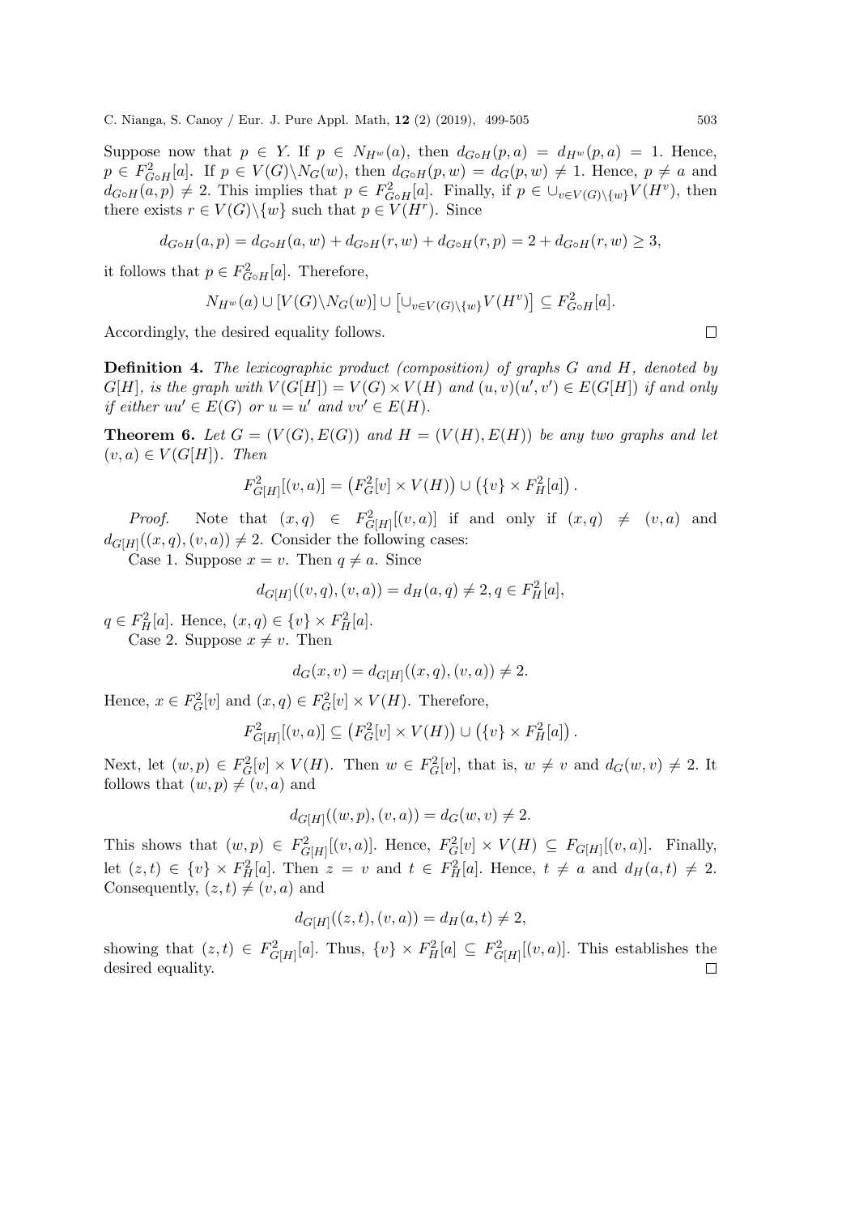Suppose now that $p \in Y$. If $p \in N_{H^w}(a)$, then $d_{G\circ H}(p,a) = d_{H^w}(p,a) = 1$. Hence, $p \in F^2_{G\circ H}[a]$. If $p \in V(G)\backslash N_G(w)$, then $d_{G\circ H}(p,w) = d_G(p,w) \neq 1$. Hence, $p \neq a$ and $d_{G\circ H}(a,p) \neq 2$. This implies that $p \in F^2_{G\circ H}[a]$. Finally, if $p \in \cup_{v\in V(G)\backslash\{w\}} V(H^v)$, then there exists $r \in V(G)\backslash\{w\}$ such that $p \in V(H^r)$. Since

$$d_{G\circ H}(a,p) = d_{G\circ H}(a,w) + d_{G\circ H}(r,w) + d_{G\circ H}(r,p) = 2 + d_{G\circ H}(r,w) \geq 3,$$

it follows that $p \in F^2_{G\circ H}[a]$. Therefore,

$$N_{H^w}(a) \cup [V(G)\backslash N_G(w)] \cup \left[\cup_{v\in V(G)\backslash\{w\}} V(H^v)\right] \subseteq F^2_{G\circ H}[a].$$

Accordingly, the desired equality follows. $\square$

**Definition 4.** *The lexicographic product (composition) of graphs $G$ and $H$, denoted by $G[H]$, is the graph with $V(G[H]) = V(G) \times V(H)$ and $(u,v)(u',v') \in E(G[H])$ if and only if either $uu' \in E(G)$ or $u = u'$ and $vv' \in E(H)$.*

**Theorem 6.** *Let $G = (V(G), E(G))$ and $H = (V(H), E(H))$ be any two graphs and let $(v,a) \in V(G[H])$. Then*

$$F^2_{G[H]}[(v,a)] = \left(F^2_G[v] \times V(H)\right) \cup \left(\{v\} \times F^2_H[a]\right).$$

*Proof.* Note that $(x,q) \in F^2_{G[H]}[(v,a)]$ if and only if $(x,q) \neq (v,a)$ and $d_{G[H]}((x,q),(v,a)) \neq 2$. Consider the following cases:

Case 1. Suppose $x = v$. Then $q \neq a$. Since

$$d_{G[H]}((v,q),(v,a)) = d_H(a,q) \neq 2, q \in F^2_H[a],$$

$q \in F^2_H[a]$. Hence, $(x,q) \in \{v\} \times F^2_H[a]$.

Case 2. Suppose $x \neq v$. Then

$$d_G(x,v) = d_{G[H]}((x,q),(v,a)) \neq 2.$$

Hence, $x \in F^2_G[v]$ and $(x,q) \in F^2_G[v] \times V(H)$. Therefore,

$$F^2_{G[H]}[(v,a)] \subseteq \left(F^2_G[v] \times V(H)\right) \cup \left(\{v\} \times F^2_H[a]\right).$$

Next, let $(w,p) \in F^2_G[v] \times V(H)$. Then $w \in F^2_G[v]$, that is, $w \neq v$ and $d_G(w,v) \neq 2$. It follows that $(w,p) \neq (v,a)$ and

$$d_{G[H]}((w,p),(v,a)) = d_G(w,v) \neq 2.$$

This shows that $(w,p) \in F^2_{G[H]}[(v,a)]$. Hence, $F^2_G[v] \times V(H) \subseteq F_{G[H]}[(v,a)]$. Finally, let $(z,t) \in \{v\} \times F^2_H[a]$. Then $z = v$ and $t \in F^2_H[a]$. Hence, $t \neq a$ and $d_H(a,t) \neq 2$. Consequently, $(z,t) \neq (v,a)$ and

$$d_{G[H]}((z,t),(v,a)) = d_H(a,t) \neq 2,$$

showing that $(z,t) \in F^2_{G[H]}[a]$. Thus, $\{v\} \times F^2_H[a] \subseteq F^2_{G[H]}[(v,a)]$. This establishes the desired equality. $\square$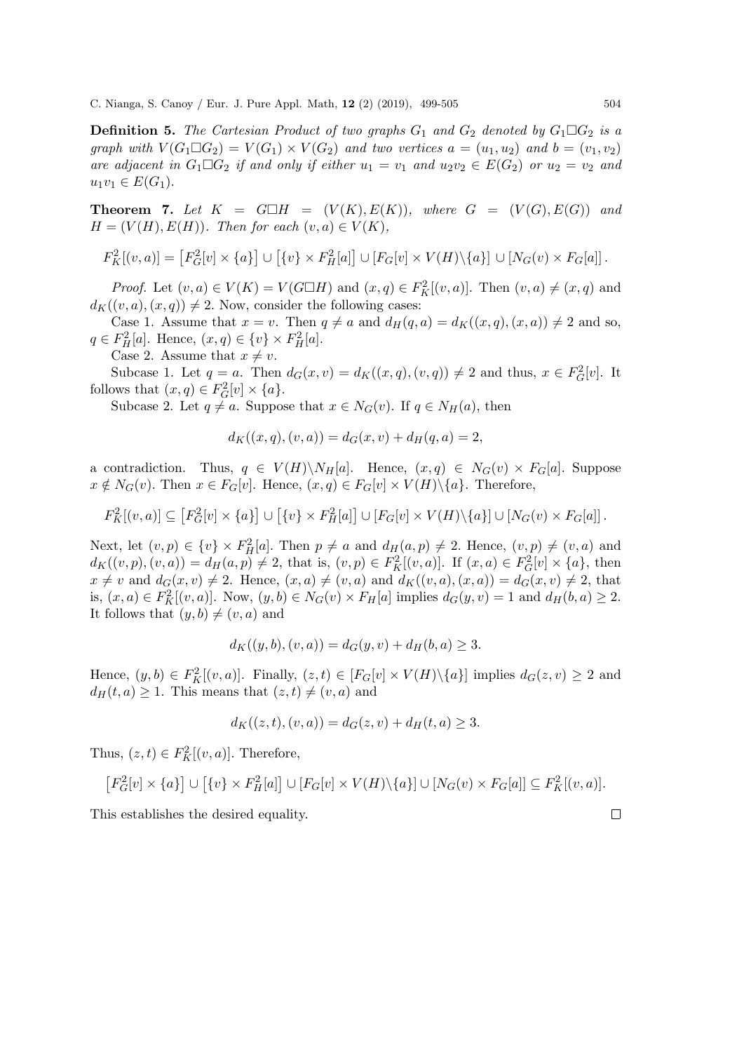**Definition 5.** *The Cartesian Product of two graphs $G_1$ and $G_2$ denoted by $G_1 \Box G_2$ is a graph with $V(G_1 \Box G_2) = V(G_1) \times V(G_2)$ and two vertices $a = (u_1, u_2)$ and $b = (v_1, v_2)$ are adjacent in $G_1 \Box G_2$ if and only if either $u_1 = v_1$ and $u_2 v_2 \in E(G_2)$ or $u_2 = v_2$ and $u_1 v_1 \in E(G_1)$.*

**Theorem 7.** *Let $K = G \Box H = (V(K), E(K))$, where $G = (V(G), E(G))$ and $H = (V(H), E(H))$. Then for each $(v, a) \in V(K)$,*

$$F_K^2[(v,a)] = \left[F_G^2[v] \times \{a\}\right] \cup \left[\{v\} \times F_H^2[a]\right] \cup \left[F_G[v] \times V(H)\backslash\{a\}\right] \cup \left[N_G(v) \times F_G[a]\right].$$

*Proof.* Let $(v, a) \in V(K) = V(G \Box H)$ and $(x, q) \in F_K^2[(v, a)]$. Then $(v, a) \neq (x, q)$ and $d_K((v, a), (x, q)) \neq 2$. Now, consider the following cases:

Case 1. Assume that $x = v$. Then $q \neq a$ and $d_H(q, a) = d_K((x, q), (x, a)) \neq 2$ and so, $q \in F_H^2[a]$. Hence, $(x, q) \in \{v\} \times F_H^2[a]$.

Case 2. Assume that $x \neq v$.

Subcase 1. Let $q = a$. Then $d_G(x, v) = d_K((x, q), (v, q)) \neq 2$ and thus, $x \in F_G^2[v]$. It follows that $(x, q) \in F_G^2[v] \times \{a\}$.

Subcase 2. Let $q \neq a$. Suppose that $x \in N_G(v)$. If $q \in N_H(a)$, then

$$d_K((x, q), (v, a)) = d_G(x, v) + d_H(q, a) = 2,$$

a contradiction. Thus, $q \in V(H)\backslash N_H[a]$. Hence, $(x, q) \in N_G(v) \times F_G[a]$. Suppose $x \notin N_G(v)$. Then $x \in F_G[v]$. Hence, $(x, q) \in F_G[v] \times V(H)\backslash\{a\}$. Therefore,

$$F_K^2[(v,a)] \subseteq \left[F_G^2[v] \times \{a\}\right] \cup \left[\{v\} \times F_H^2[a]\right] \cup \left[F_G[v] \times V(H)\backslash\{a\}\right] \cup \left[N_G(v) \times F_G[a]\right].$$

Next, let $(v, p) \in \{v\} \times F_H^2[a]$. Then $p \neq a$ and $d_H(a, p) \neq 2$. Hence, $(v, p) \neq (v, a)$ and $d_K((v, p), (v, a)) = d_H(a, p) \neq 2$, that is, $(v, p) \in F_K^2[(v, a)]$. If $(x, a) \in F_G^2[v] \times \{a\}$, then $x \neq v$ and $d_G(x, v) \neq 2$. Hence, $(x, a) \neq (v, a)$ and $d_K((v, a), (x, a)) = d_G(x, v) \neq 2$, that is, $(x, a) \in F_K^2[(v, a)]$. Now, $(y, b) \in N_G(v) \times F_H[a]$ implies $d_G(y, v) = 1$ and $d_H(b, a) \geq 2$. It follows that $(y, b) \neq (v, a)$ and

$$d_K((y, b), (v, a)) = d_G(y, v) + d_H(b, a) \geq 3.$$

Hence, $(y, b) \in F_K^2[(v, a)]$. Finally, $(z, t) \in [F_G[v] \times V(H)\backslash\{a\}]$ implies $d_G(z, v) \geq 2$ and $d_H(t, a) \geq 1$. This means that $(z, t) \neq (v, a)$ and

$$d_K((z, t), (v, a)) = d_G(z, v) + d_H(t, a) \geq 3.$$

Thus, $(z, t) \in F_K^2[(v, a)]$. Therefore,

$$\left[F_G^2[v] \times \{a\}\right] \cup \left[\{v\} \times F_H^2[a]\right] \cup \left[F_G[v] \times V(H)\backslash\{a\}\right] \cup \left[N_G(v) \times F_G[a]\right] \subseteq F_K^2[(v,a)].$$

This establishes the desired equality. $\square$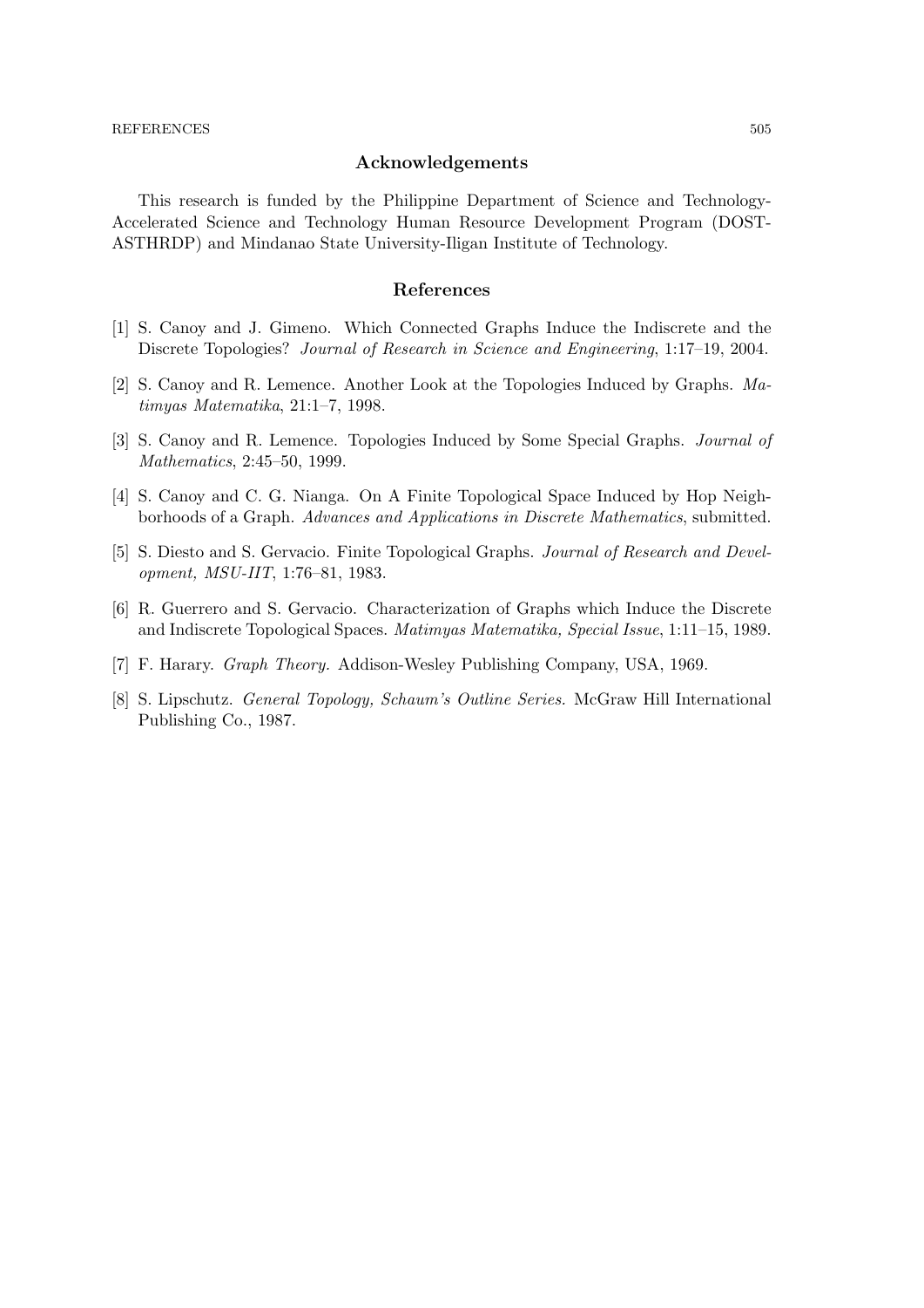## Acknowledgements

This research is funded by the Philippine Department of Science and Technology-Accelerated Science and Technology Human Resource Development Program (DOST-ASTHRDP) and Mindanao State University-Iligan Institute of Technology.

## References

[1] S. Canoy and J. Gimeno. Which Connected Graphs Induce the Indiscrete and the Discrete Topologies? *Journal of Research in Science and Engineering*, 1:17–19, 2004.

[2] S. Canoy and R. Lemence. Another Look at the Topologies Induced by Graphs. *Matimyas Matematika*, 21:1–7, 1998.

[3] S. Canoy and R. Lemence. Topologies Induced by Some Special Graphs. *Journal of Mathematics*, 2:45–50, 1999.

[4] S. Canoy and C. G. Nianga. On A Finite Topological Space Induced by Hop Neighborhoods of a Graph. *Advances and Applications in Discrete Mathematics*, submitted.

[5] S. Diesto and S. Gervacio. Finite Topological Graphs. *Journal of Research and Development, MSU-IIT*, 1:76–81, 1983.

[6] R. Guerrero and S. Gervacio. Characterization of Graphs which Induce the Discrete and Indiscrete Topological Spaces. *Matimyas Matematika, Special Issue*, 1:11–15, 1989.

[7] F. Harary. *Graph Theory.* Addison-Wesley Publishing Company, USA, 1969.

[8] S. Lipschutz. *General Topology, Schaum's Outline Series.* McGraw Hill International Publishing Co., 1987.